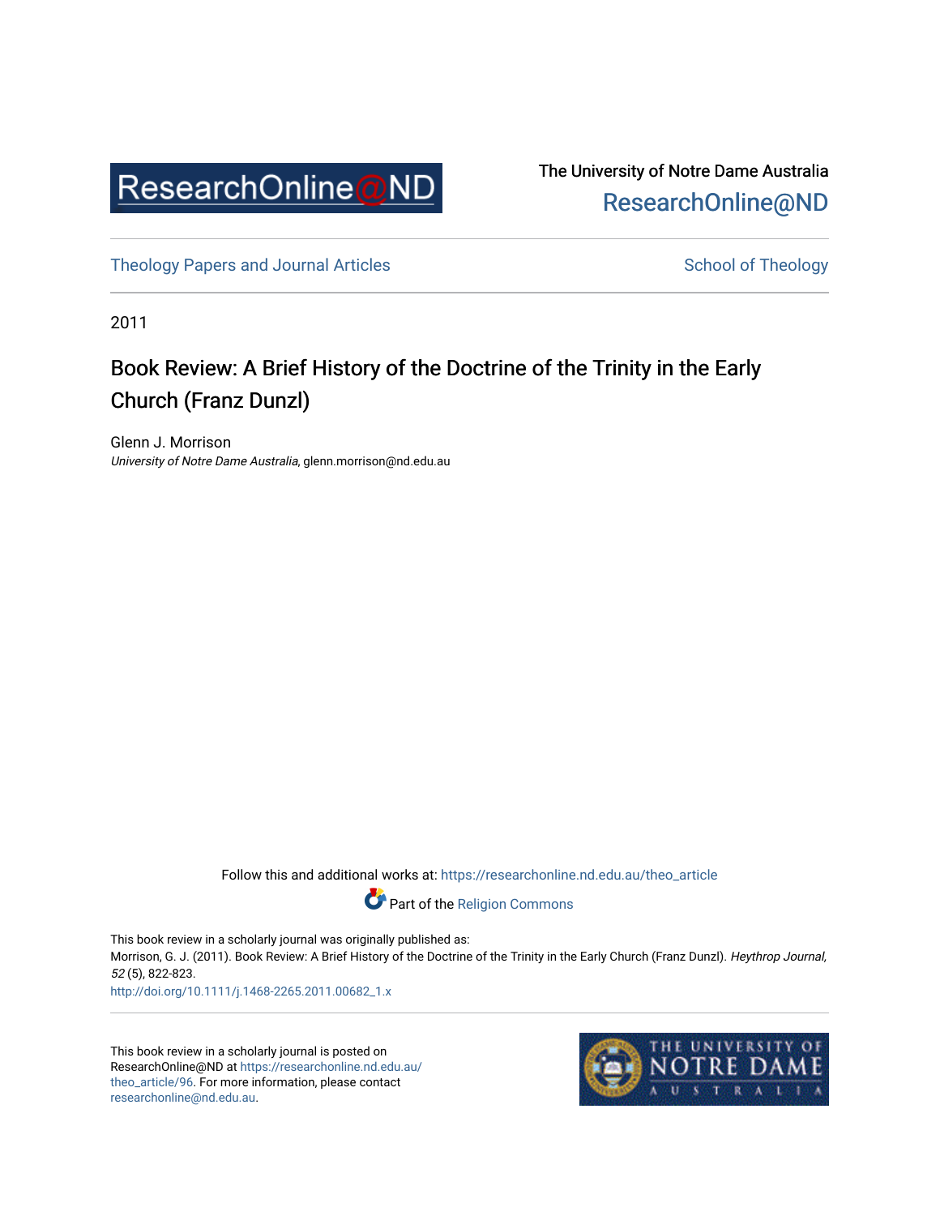ResearchOnline@ND

The University of Notre Dame Australia
ResearchOnline@ND

Theology Papers and Journal Articles

School of Theology

2011

# Book Review: A Brief History of the Doctrine of the Trinity in the Early Church (Franz Dunzl)

Glenn J. Morrison
*University of Notre Dame Australia*, glenn.morrison@nd.edu.au

Follow this and additional works at: https://researchonline.nd.edu.au/theo_article

Part of the Religion Commons

This book review in a scholarly journal was originally published as:
Morrison, G. J. (2011). Book Review: A Brief History of the Doctrine of the Trinity in the Early Church (Franz Dunzl). *Heythrop Journal, 52* (5), 822-823.
http://doi.org/10.1111/j.1468-2265.2011.00682_1.x

This book review in a scholarly journal is posted on ResearchOnline@ND at https://researchonline.nd.edu.au/theo_article/96. For more information, please contact researchonline@nd.edu.au.

THE UNIVERSITY OF NOTRE DAME AUSTRALIA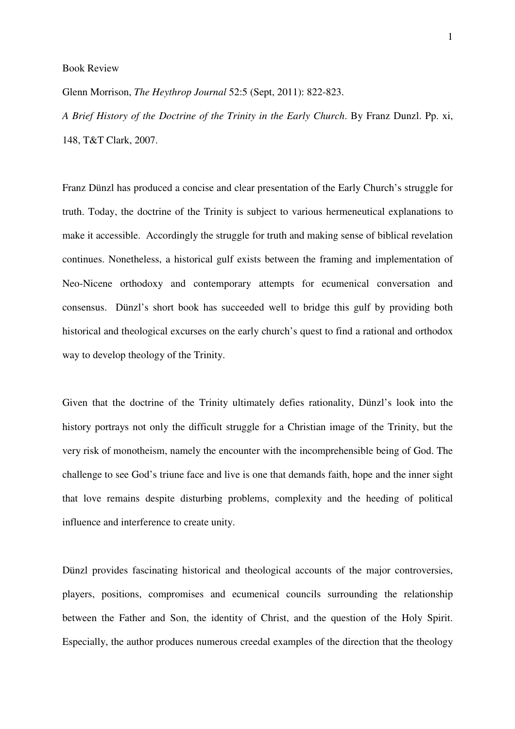Book Review

Glenn Morrison, *The Heythrop Journal* 52:5 (Sept, 2011): 822-823.

*A Brief History of the Doctrine of the Trinity in the Early Church*. By Franz Dunzl. Pp. xi, 148, T&T Clark, 2007.

Franz Dünzl has produced a concise and clear presentation of the Early Church's struggle for truth. Today, the doctrine of the Trinity is subject to various hermeneutical explanations to make it accessible. Accordingly the struggle for truth and making sense of biblical revelation continues. Nonetheless, a historical gulf exists between the framing and implementation of Neo-Nicene orthodoxy and contemporary attempts for ecumenical conversation and consensus. Dünzl's short book has succeeded well to bridge this gulf by providing both historical and theological excurses on the early church's quest to find a rational and orthodox way to develop theology of the Trinity.

Given that the doctrine of the Trinity ultimately defies rationality, Dünzl's look into the history portrays not only the difficult struggle for a Christian image of the Trinity, but the very risk of monotheism, namely the encounter with the incomprehensible being of God. The challenge to see God's triune face and live is one that demands faith, hope and the inner sight that love remains despite disturbing problems, complexity and the heeding of political influence and interference to create unity.

Dünzl provides fascinating historical and theological accounts of the major controversies, players, positions, compromises and ecumenical councils surrounding the relationship between the Father and Son, the identity of Christ, and the question of the Holy Spirit. Especially, the author produces numerous creedal examples of the direction that the theology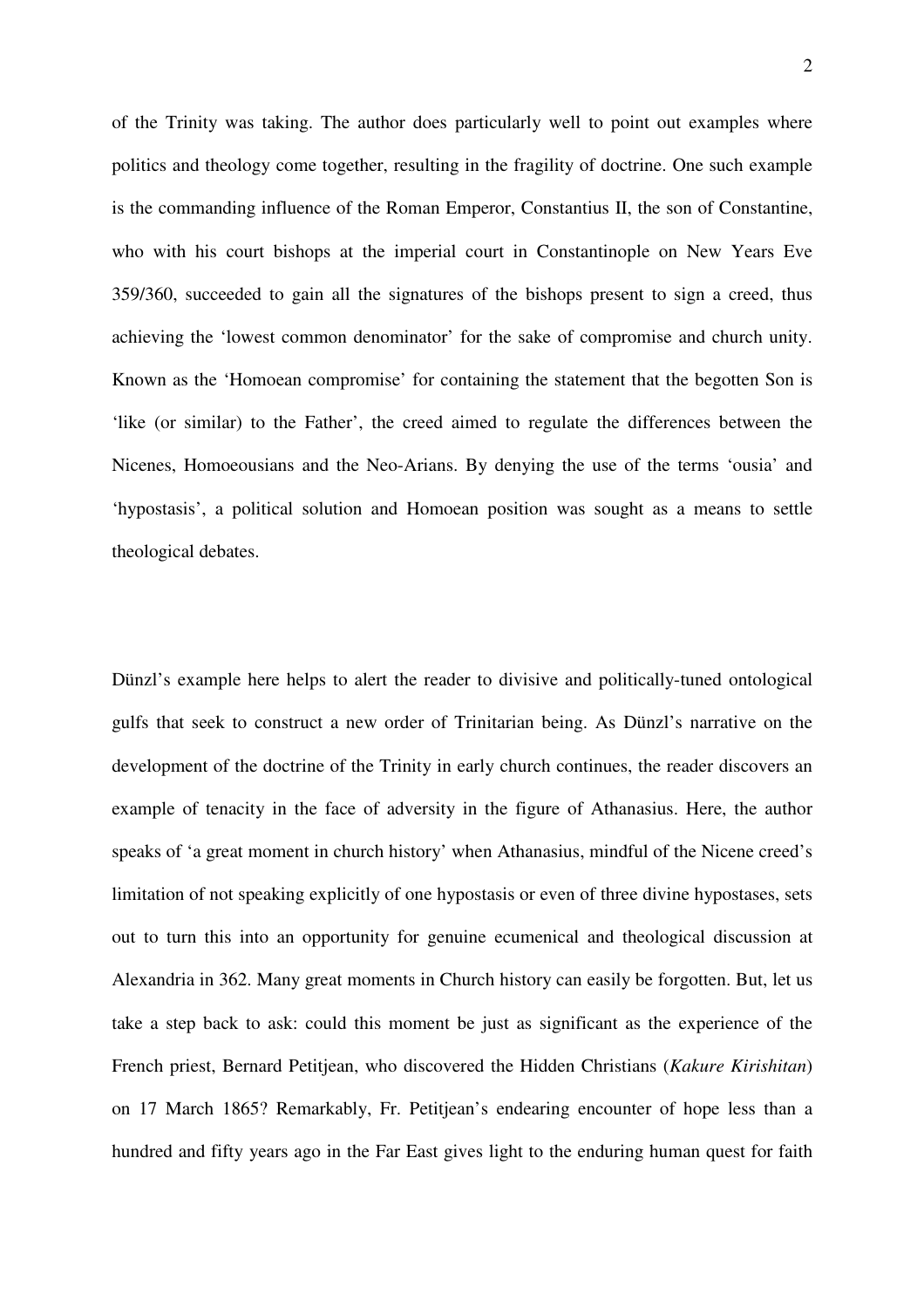of the Trinity was taking. The author does particularly well to point out examples where politics and theology come together, resulting in the fragility of doctrine. One such example is the commanding influence of the Roman Emperor, Constantius II, the son of Constantine, who with his court bishops at the imperial court in Constantinople on New Years Eve 359/360, succeeded to gain all the signatures of the bishops present to sign a creed, thus achieving the 'lowest common denominator' for the sake of compromise and church unity. Known as the 'Homoean compromise' for containing the statement that the begotten Son is 'like (or similar) to the Father', the creed aimed to regulate the differences between the Nicenes, Homoeousians and the Neo-Arians. By denying the use of the terms 'ousia' and 'hypostasis', a political solution and Homoean position was sought as a means to settle theological debates.

Dünzl's example here helps to alert the reader to divisive and politically-tuned ontological gulfs that seek to construct a new order of Trinitarian being. As Dünzl's narrative on the development of the doctrine of the Trinity in early church continues, the reader discovers an example of tenacity in the face of adversity in the figure of Athanasius. Here, the author speaks of 'a great moment in church history' when Athanasius, mindful of the Nicene creed's limitation of not speaking explicitly of one hypostasis or even of three divine hypostases, sets out to turn this into an opportunity for genuine ecumenical and theological discussion at Alexandria in 362. Many great moments in Church history can easily be forgotten. But, let us take a step back to ask: could this moment be just as significant as the experience of the French priest, Bernard Petitjean, who discovered the Hidden Christians (*Kakure Kirishitan*) on 17 March 1865? Remarkably, Fr. Petitjean's endearing encounter of hope less than a hundred and fifty years ago in the Far East gives light to the enduring human quest for faith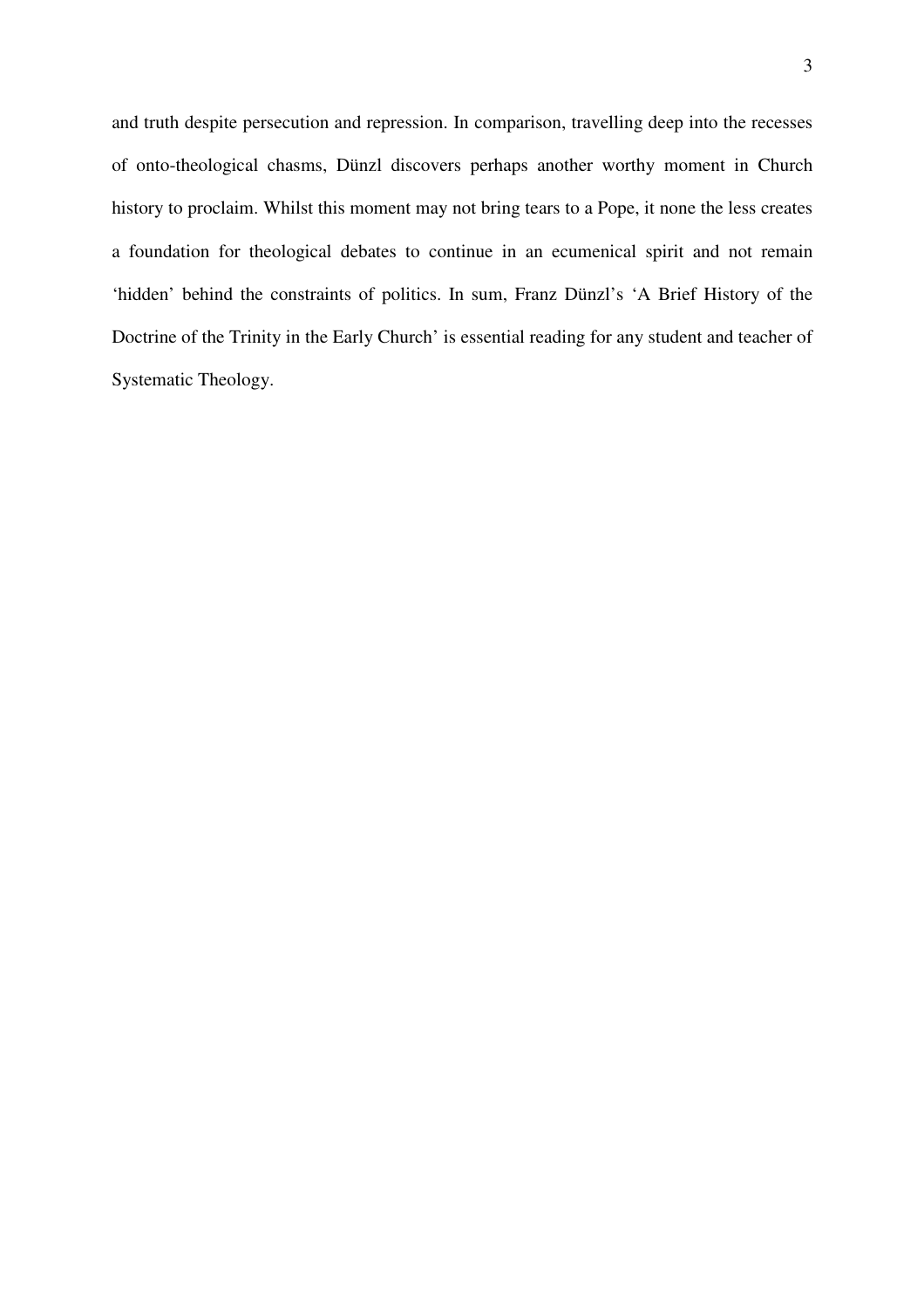and truth despite persecution and repression. In comparison, travelling deep into the recesses of onto-theological chasms, Dünzl discovers perhaps another worthy moment in Church history to proclaim. Whilst this moment may not bring tears to a Pope, it none the less creates a foundation for theological debates to continue in an ecumenical spirit and not remain 'hidden' behind the constraints of politics. In sum, Franz Dünzl's 'A Brief History of the Doctrine of the Trinity in the Early Church' is essential reading for any student and teacher of Systematic Theology.